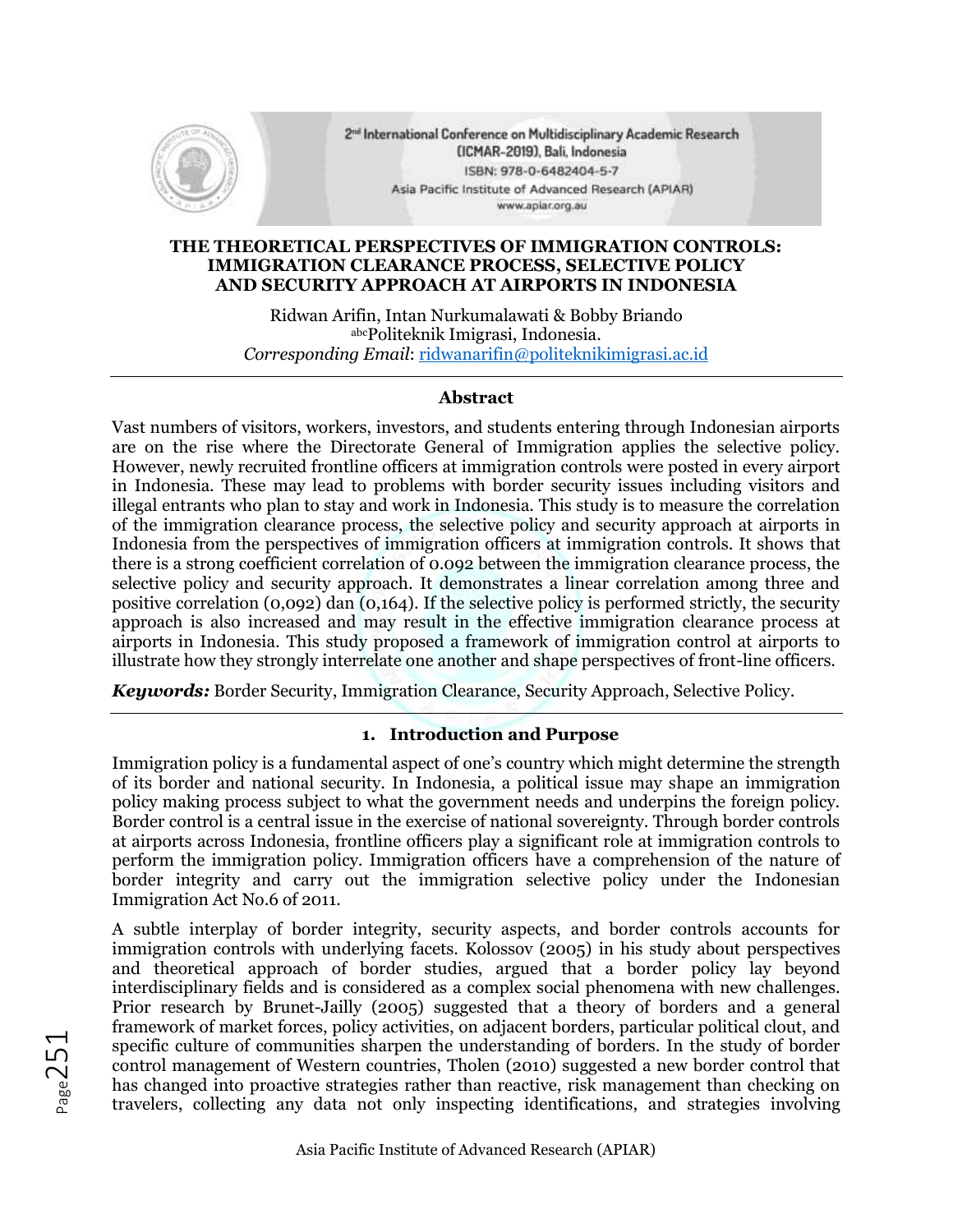# THE THEORETICAL PERSPECTIVES OF IMMIGRATION CONTROLS: IMMIGRATION CLEARANCE PROCESS, SELECTIVE POLICY AND SECURITY APPROACH AT AIRPORTS IN INDONESIA

Ridwan Arifin, Intan Nurkumalawati & Bobby Briando
[abc]Politeknik Imigrasi, Indonesia.
*Corresponding Email*: ridwanarifin@politeknikimigrasi.ac.id

## Abstract

Vast numbers of visitors, workers, investors, and students entering through Indonesian airports are on the rise where the Directorate General of Immigration applies the selective policy. However, newly recruited frontline officers at immigration controls were posted in every airport in Indonesia. These may lead to problems with border security issues including visitors and illegal entrants who plan to stay and work in Indonesia. This study is to measure the correlation of the immigration clearance process, the selective policy and security approach at airports in Indonesia from the perspectives of immigration officers at immigration controls. It shows that there is a strong coefficient correlation of 0.092 between the immigration clearance process, the selective policy and security approach. It demonstrates a linear correlation among three and positive correlation (0,092) dan (0,164). If the selective policy is performed strictly, the security approach is also increased and may result in the effective immigration clearance process at airports in Indonesia. This study proposed a framework of immigration control at airports to illustrate how they strongly interrelate one another and shape perspectives of front-line officers.

***Keywords:*** Border Security, Immigration Clearance, Security Approach, Selective Policy.

## 1. Introduction and Purpose

Immigration policy is a fundamental aspect of one's country which might determine the strength of its border and national security. In Indonesia, a political issue may shape an immigration policy making process subject to what the government needs and underpins the foreign policy. Border control is a central issue in the exercise of national sovereignty. Through border controls at airports across Indonesia, frontline officers play a significant role at immigration controls to perform the immigration policy. Immigration officers have a comprehension of the nature of border integrity and carry out the immigration selective policy under the Indonesian Immigration Act No.6 of 2011.

A subtle interplay of border integrity, security aspects, and border controls accounts for immigration controls with underlying facets. Kolossov (2005) in his study about perspectives and theoretical approach of border studies, argued that a border policy lay beyond interdisciplinary fields and is considered as a complex social phenomena with new challenges. Prior research by Brunet-Jailly (2005) suggested that a theory of borders and a general framework of market forces, policy activities, on adjacent borders, particular political clout, and specific culture of communities sharpen the understanding of borders. In the study of border control management of Western countries, Tholen (2010) suggested a new border control that has changed into proactive strategies rather than reactive, risk management than checking on travelers, collecting any data not only inspecting identifications, and strategies involving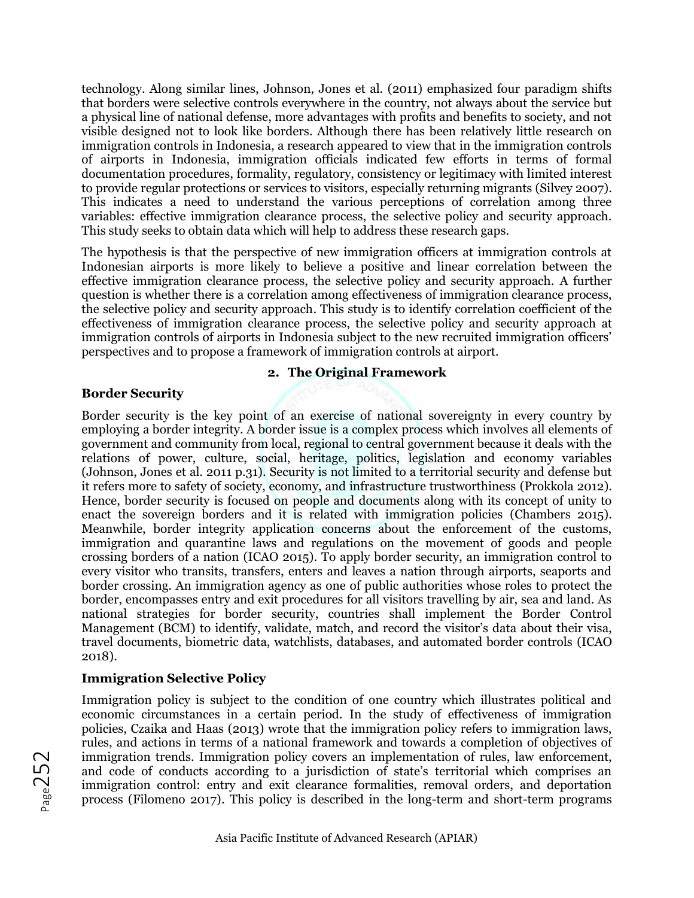technology. Along similar lines, Johnson, Jones et al. (2011) emphasized four paradigm shifts that borders were selective controls everywhere in the country, not always about the service but a physical line of national defense, more advantages with profits and benefits to society, and not visible designed not to look like borders. Although there has been relatively little research on immigration controls in Indonesia, a research appeared to view that in the immigration controls of airports in Indonesia, immigration officials indicated few efforts in terms of formal documentation procedures, formality, regulatory, consistency or legitimacy with limited interest to provide regular protections or services to visitors, especially returning migrants (Silvey 2007). This indicates a need to understand the various perceptions of correlation among three variables: effective immigration clearance process, the selective policy and security approach. This study seeks to obtain data which will help to address these research gaps.

The hypothesis is that the perspective of new immigration officers at immigration controls at Indonesian airports is more likely to believe a positive and linear correlation between the effective immigration clearance process, the selective policy and security approach. A further question is whether there is a correlation among effectiveness of immigration clearance process, the selective policy and security approach. This study is to identify correlation coefficient of the effectiveness of immigration clearance process, the selective policy and security approach at immigration controls of airports in Indonesia subject to the new recruited immigration officers' perspectives and to propose a framework of immigration controls at airport.

## 2. The Original Framework

### Border Security

Border security is the key point of an exercise of national sovereignty in every country by employing a border integrity. A border issue is a complex process which involves all elements of government and community from local, regional to central government because it deals with the relations of power, culture, social, heritage, politics, legislation and economy variables (Johnson, Jones et al. 2011 p.31). Security is not limited to a territorial security and defense but it refers more to safety of society, economy, and infrastructure trustworthiness (Prokkola 2012). Hence, border security is focused on people and documents along with its concept of unity to enact the sovereign borders and it is related with immigration policies (Chambers 2015). Meanwhile, border integrity application concerns about the enforcement of the customs, immigration and quarantine laws and regulations on the movement of goods and people crossing borders of a nation (ICAO 2015). To apply border security, an immigration control to every visitor who transits, transfers, enters and leaves a nation through airports, seaports and border crossing. An immigration agency as one of public authorities whose roles to protect the border, encompasses entry and exit procedures for all visitors travelling by air, sea and land. As national strategies for border security, countries shall implement the Border Control Management (BCM) to identify, validate, match, and record the visitor's data about their visa, travel documents, biometric data, watchlists, databases, and automated border controls (ICAO 2018).

### Immigration Selective Policy

Immigration policy is subject to the condition of one country which illustrates political and economic circumstances in a certain period. In the study of effectiveness of immigration policies, Czaika and Haas (2013) wrote that the immigration policy refers to immigration laws, rules, and actions in terms of a national framework and towards a completion of objectives of immigration trends. Immigration policy covers an implementation of rules, law enforcement, and code of conducts according to a jurisdiction of state's territorial which comprises an immigration control: entry and exit clearance formalities, removal orders, and deportation process (Filomeno 2017). This policy is described in the long-term and short-term programs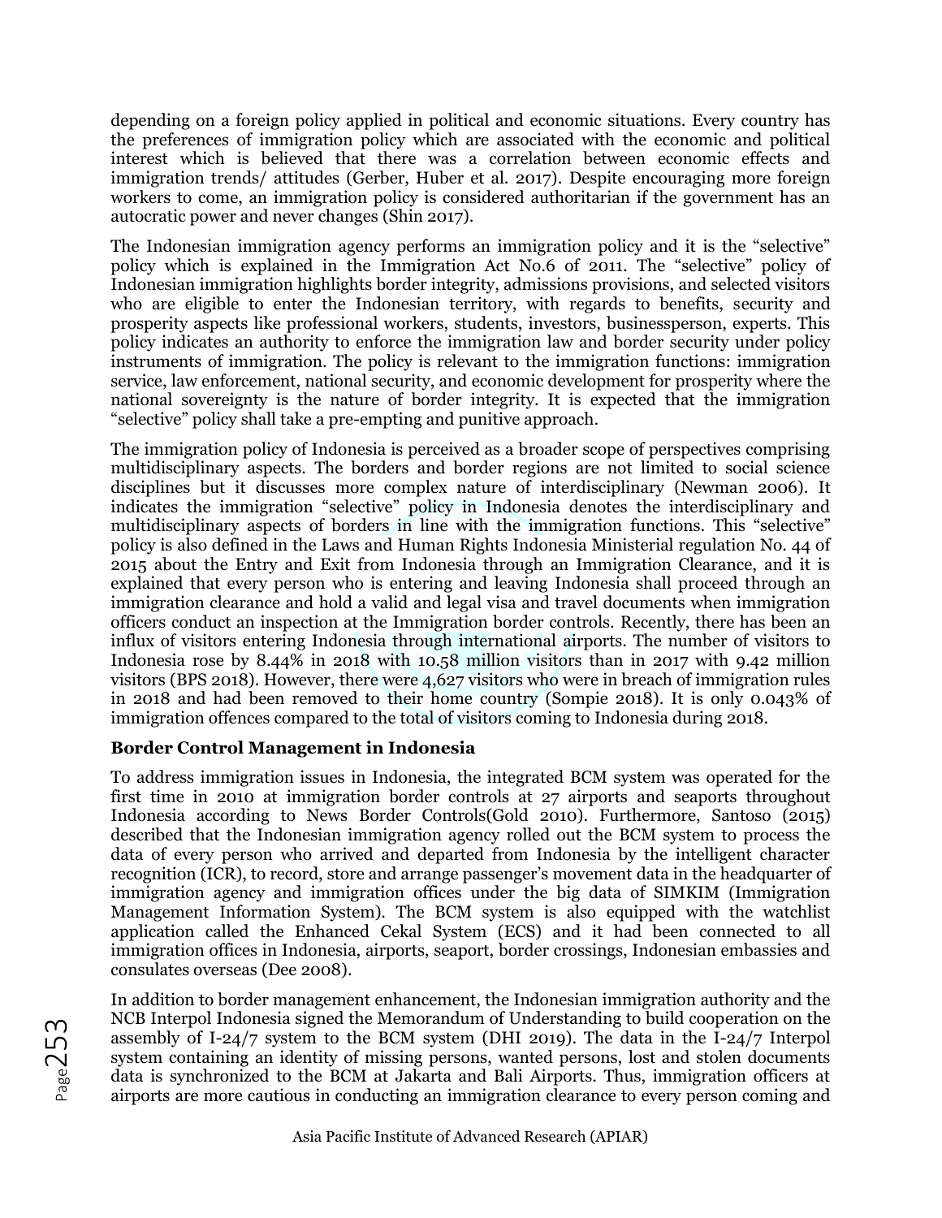depending on a foreign policy applied in political and economic situations. Every country has the preferences of immigration policy which are associated with the economic and political interest which is believed that there was a correlation between economic effects and immigration trends/ attitudes (Gerber, Huber et al. 2017). Despite encouraging more foreign workers to come, an immigration policy is considered authoritarian if the government has an autocratic power and never changes (Shin 2017).

The Indonesian immigration agency performs an immigration policy and it is the "selective" policy which is explained in the Immigration Act No.6 of 2011. The "selective" policy of Indonesian immigration highlights border integrity, admissions provisions, and selected visitors who are eligible to enter the Indonesian territory, with regards to benefits, security and prosperity aspects like professional workers, students, investors, businessperson, experts. This policy indicates an authority to enforce the immigration law and border security under policy instruments of immigration. The policy is relevant to the immigration functions: immigration service, law enforcement, national security, and economic development for prosperity where the national sovereignty is the nature of border integrity. It is expected that the immigration "selective" policy shall take a pre-empting and punitive approach.

The immigration policy of Indonesia is perceived as a broader scope of perspectives comprising multidisciplinary aspects. The borders and border regions are not limited to social science disciplines but it discusses more complex nature of interdisciplinary (Newman 2006). It indicates the immigration "selective" policy in Indonesia denotes the interdisciplinary and multidisciplinary aspects of borders in line with the immigration functions. This "selective" policy is also defined in the Laws and Human Rights Indonesia Ministerial regulation No. 44 of 2015 about the Entry and Exit from Indonesia through an Immigration Clearance, and it is explained that every person who is entering and leaving Indonesia shall proceed through an immigration clearance and hold a valid and legal visa and travel documents when immigration officers conduct an inspection at the Immigration border controls. Recently, there has been an influx of visitors entering Indonesia through international airports. The number of visitors to Indonesia rose by 8.44% in 2018 with 10.58 million visitors than in 2017 with 9.42 million visitors (BPS 2018). However, there were 4,627 visitors who were in breach of immigration rules in 2018 and had been removed to their home country (Sompie 2018). It is only 0.043% of immigration offences compared to the total of visitors coming to Indonesia during 2018.

### Border Control Management in Indonesia

To address immigration issues in Indonesia, the integrated BCM system was operated for the first time in 2010 at immigration border controls at 27 airports and seaports throughout Indonesia according to News Border Controls(Gold 2010). Furthermore, Santoso (2015) described that the Indonesian immigration agency rolled out the BCM system to process the data of every person who arrived and departed from Indonesia by the intelligent character recognition (ICR), to record, store and arrange passenger's movement data in the headquarter of immigration agency and immigration offices under the big data of SIMKIM (Immigration Management Information System). The BCM system is also equipped with the watchlist application called the Enhanced Cekal System (ECS) and it had been connected to all immigration offices in Indonesia, airports, seaport, border crossings, Indonesian embassies and consulates overseas (Dee 2008).

In addition to border management enhancement, the Indonesian immigration authority and the NCB Interpol Indonesia signed the Memorandum of Understanding to build cooperation on the assembly of I-24/7 system to the BCM system (DHI 2019). The data in the I-24/7 Interpol system containing an identity of missing persons, wanted persons, lost and stolen documents data is synchronized to the BCM at Jakarta and Bali Airports. Thus, immigration officers at airports are more cautious in conducting an immigration clearance to every person coming and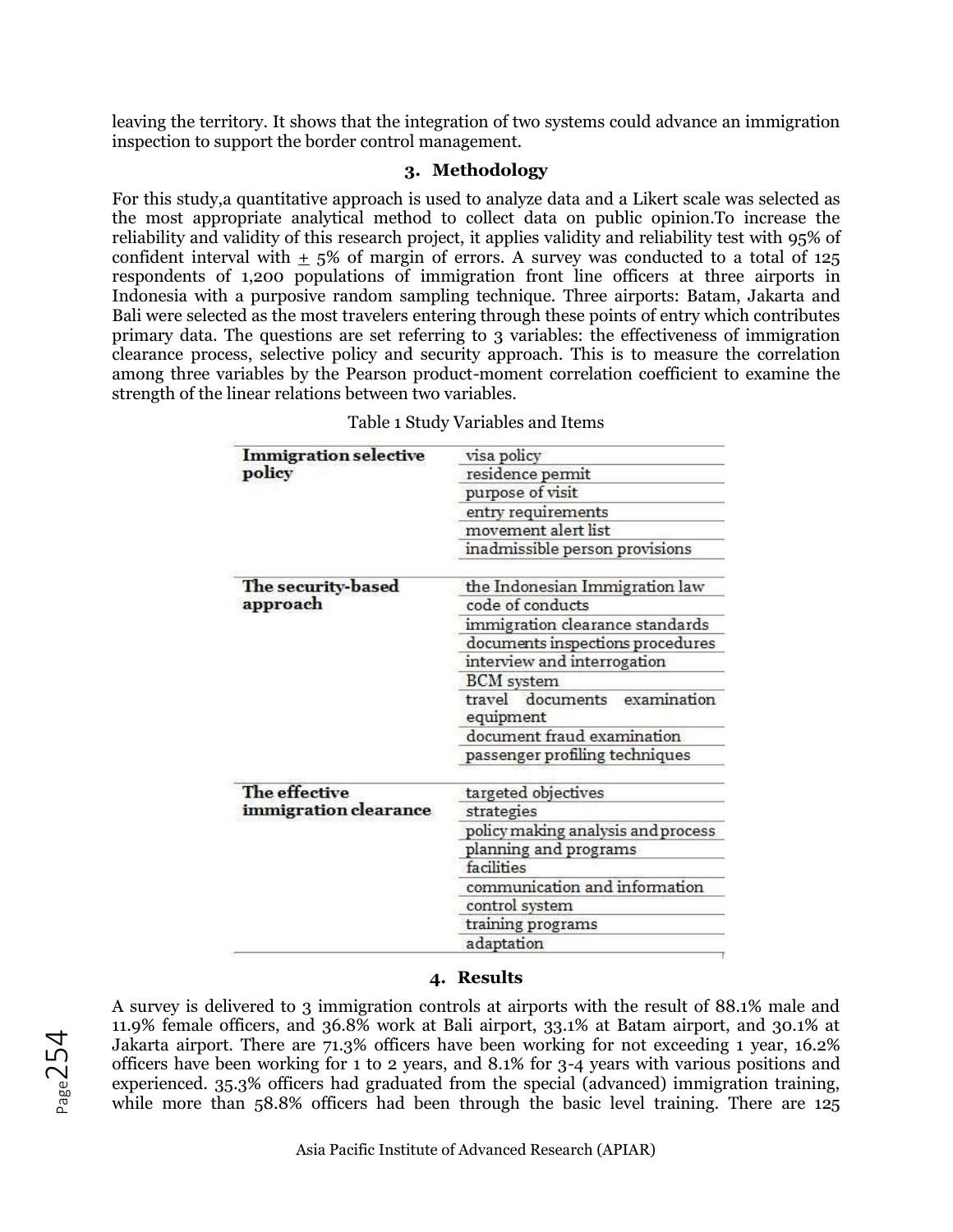leaving the territory. It shows that the integration of two systems could advance an immigration inspection to support the border control management.

## 3. Methodology

For this study,a quantitative approach is used to analyze data and a Likert scale was selected as the most appropriate analytical method to collect data on public opinion.To increase the reliability and validity of this research project, it applies validity and reliability test with 95% of confident interval with ± 5% of margin of errors. A survey was conducted to a total of 125 respondents of 1,200 populations of immigration front line officers at three airports in Indonesia with a purposive random sampling technique. Three airports: Batam, Jakarta and Bali were selected as the most travelers entering through these points of entry which contributes primary data. The questions are set referring to 3 variables: the effectiveness of immigration clearance process, selective policy and security approach. This is to measure the correlation among three variables by the Pearson product-moment correlation coefficient to examine the strength of the linear relations between two variables.

Table 1 Study Variables and Items

| | |
|---|---|
| **Immigration selective policy** | visa policy |
| | residence permit |
| | purpose of visit |
| | entry requirements |
| | movement alert list |
| | inadmissible person provisions |
| **The security-based approach** | the Indonesian Immigration law |
| | code of conducts |
| | immigration clearance standards |
| | documents inspections procedures |
| | interview and interrogation |
| | BCM system |
| | travel documents examination equipment |
| | document fraud examination |
| | passenger profiling techniques |
| **The effective immigration clearance** | targeted objectives |
| | strategies |
| | policy making analysis and process |
| | planning and programs |
| | facilities |
| | communication and information |
| | control system |
| | training programs |
| | adaptation |

## 4. Results

A survey is delivered to 3 immigration controls at airports with the result of 88.1% male and 11.9% female officers, and 36.8% work at Bali airport, 33.1% at Batam airport, and 30.1% at Jakarta airport. There are 71.3% officers have been working for not exceeding 1 year, 16.2% officers have been working for 1 to 2 years, and 8.1% for 3-4 years with various positions and experienced. 35.3% officers had graduated from the special (advanced) immigration training, while more than 58.8% officers had been through the basic level training. There are 125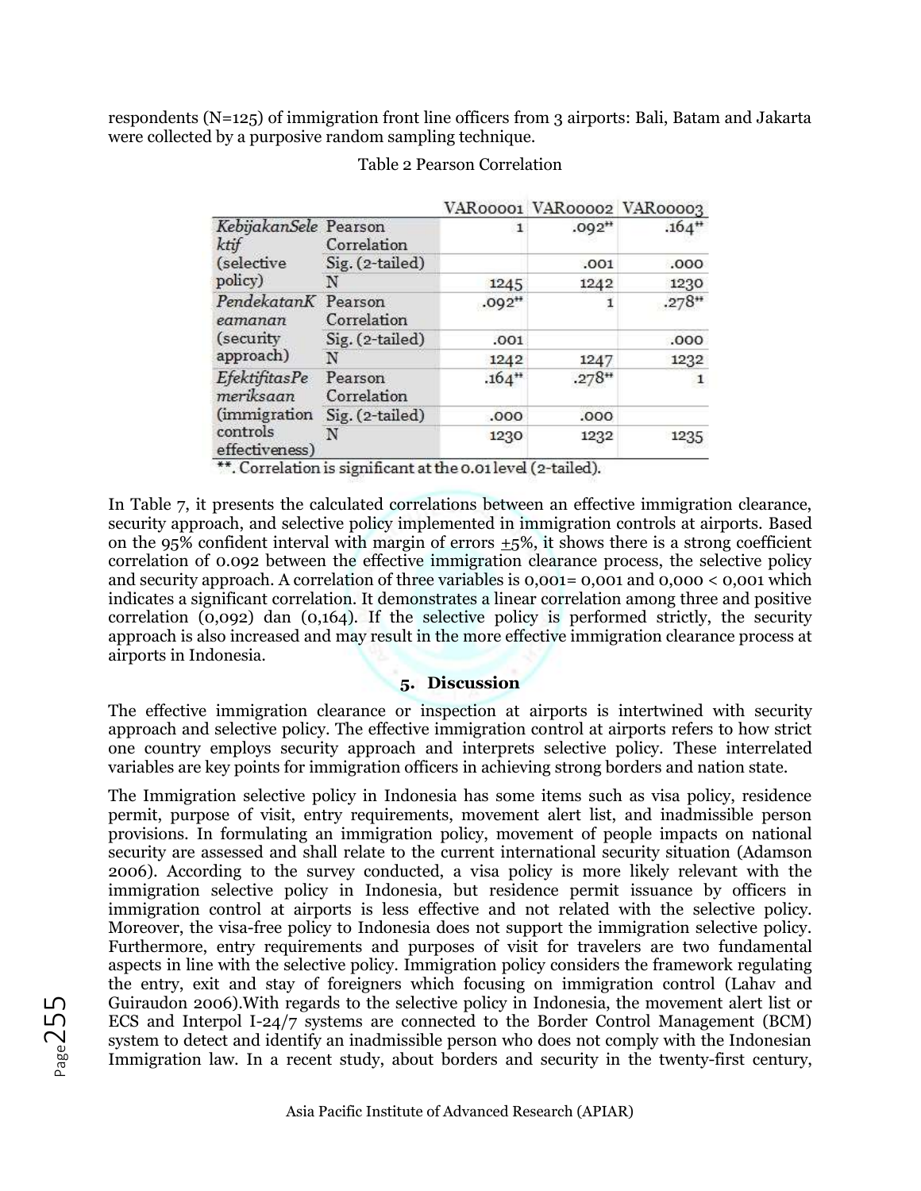respondents (N=125) of immigration front line officers from 3 airports: Bali, Batam and Jakarta were collected by a purposive random sampling technique.

Table 2 Pearson Correlation

| | | VAR00001 | VAR00002 | VAR00003 |
|---|---|---|---|---|
| *KebijakanSelektif* (selective policy) | Pearson Correlation | 1 | .092** | .164** |
| | Sig. (2-tailed) | | .001 | .000 |
| | N | 1245 | 1242 | 1230 |
| *PendekatanKeamanan* (security approach) | Pearson Correlation | .092** | 1 | .278** |
| | Sig. (2-tailed) | .001 | | .000 |
| | N | 1242 | 1247 | 1232 |
| *EfektifitasPemeriksaan* (immigration controls effectiveness) | Pearson Correlation | .164** | .278** | 1 |
| | Sig. (2-tailed) | .000 | .000 | |
| | N | 1230 | 1232 | 1235 |

**. Correlation is significant at the 0.01 level (2-tailed).

In Table 7, it presents the calculated correlations between an effective immigration clearance, security approach, and selective policy implemented in immigration controls at airports. Based on the 95% confident interval with margin of errors ±5%, it shows there is a strong coefficient correlation of 0.092 between the effective immigration clearance process, the selective policy and security approach. A correlation of three variables is 0,001= 0,001 and 0,000 < 0,001 which indicates a significant correlation. It demonstrates a linear correlation among three and positive correlation (0,092) dan (0,164). If the selective policy is performed strictly, the security approach is also increased and may result in the more effective immigration clearance process at airports in Indonesia.

## 5. Discussion

The effective immigration clearance or inspection at airports is intertwined with security approach and selective policy. The effective immigration control at airports refers to how strict one country employs security approach and interprets selective policy. These interrelated variables are key points for immigration officers in achieving strong borders and nation state.

The Immigration selective policy in Indonesia has some items such as visa policy, residence permit, purpose of visit, entry requirements, movement alert list, and inadmissible person provisions. In formulating an immigration policy, movement of people impacts on national security are assessed and shall relate to the current international security situation (Adamson 2006). According to the survey conducted, a visa policy is more likely relevant with the immigration selective policy in Indonesia, but residence permit issuance by officers in immigration control at airports is less effective and not related with the selective policy. Moreover, the visa-free policy to Indonesia does not support the immigration selective policy. Furthermore, entry requirements and purposes of visit for travelers are two fundamental aspects in line with the selective policy. Immigration policy considers the framework regulating the entry, exit and stay of foreigners which focusing on immigration control (Lahav and Guiraudon 2006).With regards to the selective policy in Indonesia, the movement alert list or ECS and Interpol I-24/7 systems are connected to the Border Control Management (BCM) system to detect and identify an inadmissible person who does not comply with the Indonesian Immigration law. In a recent study, about borders and security in the twenty-first century,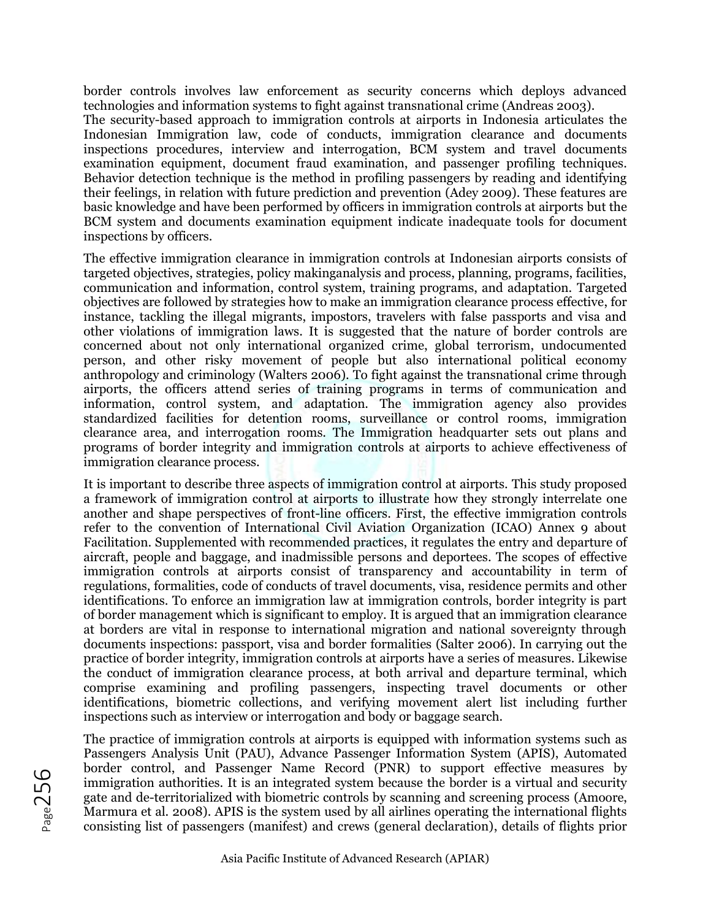border controls involves law enforcement as security concerns which deploys advanced technologies and information systems to fight against transnational crime (Andreas 2003).
The security-based approach to immigration controls at airports in Indonesia articulates the Indonesian Immigration law, code of conducts, immigration clearance and documents inspections procedures, interview and interrogation, BCM system and travel documents examination equipment, document fraud examination, and passenger profiling techniques. Behavior detection technique is the method in profiling passengers by reading and identifying their feelings, in relation with future prediction and prevention (Adey 2009). These features are basic knowledge and have been performed by officers in immigration controls at airports but the BCM system and documents examination equipment indicate inadequate tools for document inspections by officers.

The effective immigration clearance in immigration controls at Indonesian airports consists of targeted objectives, strategies, policy makinganalysis and process, planning, programs, facilities, communication and information, control system, training programs, and adaptation. Targeted objectives are followed by strategies how to make an immigration clearance process effective, for instance, tackling the illegal migrants, impostors, travelers with false passports and visa and other violations of immigration laws. It is suggested that the nature of border controls are concerned about not only international organized crime, global terrorism, undocumented person, and other risky movement of people but also international political economy anthropology and criminology (Walters 2006). To fight against the transnational crime through airports, the officers attend series of training programs in terms of communication and information, control system, and adaptation. The immigration agency also provides standardized facilities for detention rooms, surveillance or control rooms, immigration clearance area, and interrogation rooms. The Immigration headquarter sets out plans and programs of border integrity and immigration controls at airports to achieve effectiveness of immigration clearance process.

It is important to describe three aspects of immigration control at airports. This study proposed a framework of immigration control at airports to illustrate how they strongly interrelate one another and shape perspectives of front-line officers. First, the effective immigration controls refer to the convention of International Civil Aviation Organization (ICAO) Annex 9 about Facilitation. Supplemented with recommended practices, it regulates the entry and departure of aircraft, people and baggage, and inadmissible persons and deportees. The scopes of effective immigration controls at airports consist of transparency and accountability in term of regulations, formalities, code of conducts of travel documents, visa, residence permits and other identifications. To enforce an immigration law at immigration controls, border integrity is part of border management which is significant to employ. It is argued that an immigration clearance at borders are vital in response to international migration and national sovereignty through documents inspections: passport, visa and border formalities (Salter 2006). In carrying out the practice of border integrity, immigration controls at airports have a series of measures. Likewise the conduct of immigration clearance process, at both arrival and departure terminal, which comprise examining and profiling passengers, inspecting travel documents or other identifications, biometric collections, and verifying movement alert list including further inspections such as interview or interrogation and body or baggage search.

The practice of immigration controls at airports is equipped with information systems such as Passengers Analysis Unit (PAU), Advance Passenger Information System (APIS), Automated border control, and Passenger Name Record (PNR) to support effective measures by immigration authorities. It is an integrated system because the border is a virtual and security gate and de-territorialized with biometric controls by scanning and screening process (Amoore, Marmura et al. 2008). APIS is the system used by all airlines operating the international flights consisting list of passengers (manifest) and crews (general declaration), details of flights prior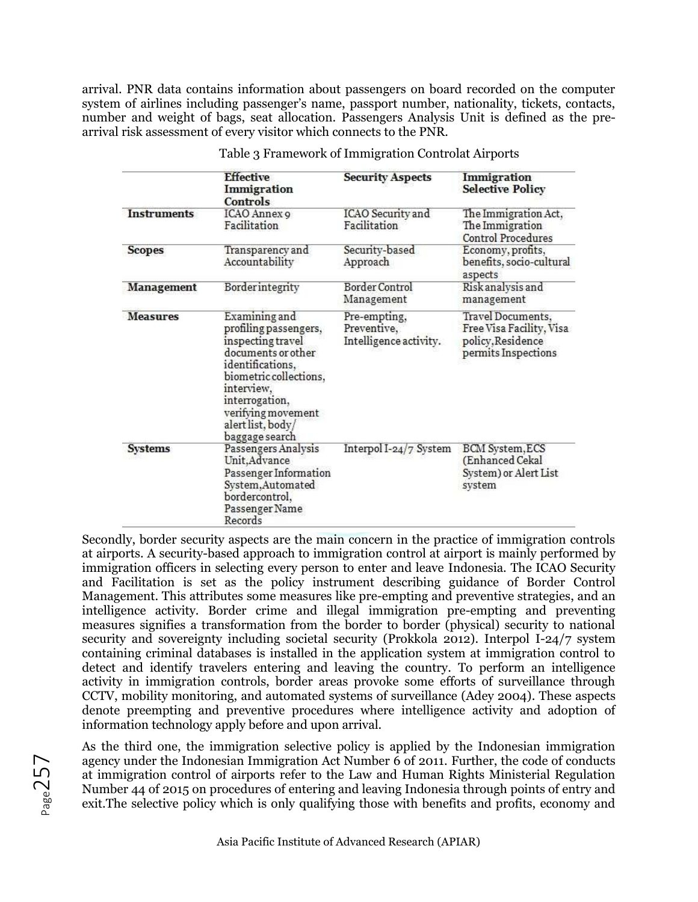arrival. PNR data contains information about passengers on board recorded on the computer system of airlines including passenger's name, passport number, nationality, tickets, contacts, number and weight of bags, seat allocation. Passengers Analysis Unit is defined as the pre-arrival risk assessment of every visitor which connects to the PNR.

Table 3 Framework of Immigration Controlat Airports

| | Effective Immigration Controls | Security Aspects | Immigration Selective Policy |
|---|---|---|---|
| **Instruments** | ICAO Annex 9 Facilitation | ICAO Security and Facilitation | The Immigration Act, The Immigration Control Procedures |
| **Scopes** | Transparency and Accountability | Security-based Approach | Economy, profits, benefits, socio-cultural aspects |
| **Management** | Border integrity | Border Control Management | Risk analysis and management |
| **Measures** | Examining and profiling passengers, inspecting travel documents or other identifications, biometric collections, interview, interrogation, verifying movement alert list, body/ baggage search | Pre-empting, Preventive, Intelligence activity. | Travel Documents, Free Visa Facility, Visa policy, Residence permits Inspections |
| **Systems** | Passengers Analysis Unit, Advance Passenger Information System, Automated bordercontrol, Passenger Name Records | Interpol I-24/7 System | BCM System, ECS (Enhanced Cekal System) or Alert List system |

Secondly, border security aspects are the main concern in the practice of immigration controls at airports. A security-based approach to immigration control at airport is mainly performed by immigration officers in selecting every person to enter and leave Indonesia. The ICAO Security and Facilitation is set as the policy instrument describing guidance of Border Control Management. This attributes some measures like pre-empting and preventive strategies, and an intelligence activity. Border crime and illegal immigration pre-empting and preventing measures signifies a transformation from the border to border (physical) security to national security and sovereignty including societal security (Prokkola 2012). Interpol I-24/7 system containing criminal databases is installed in the application system at immigration control to detect and identify travelers entering and leaving the country. To perform an intelligence activity in immigration controls, border areas provoke some efforts of surveillance through CCTV, mobility monitoring, and automated systems of surveillance (Adey 2004). These aspects denote preempting and preventive procedures where intelligence activity and adoption of information technology apply before and upon arrival.

As the third one, the immigration selective policy is applied by the Indonesian immigration agency under the Indonesian Immigration Act Number 6 of 2011. Further, the code of conducts at immigration control of airports refer to the Law and Human Rights Ministerial Regulation Number 44 of 2015 on procedures of entering and leaving Indonesia through points of entry and exit.The selective policy which is only qualifying those with benefits and profits, economy and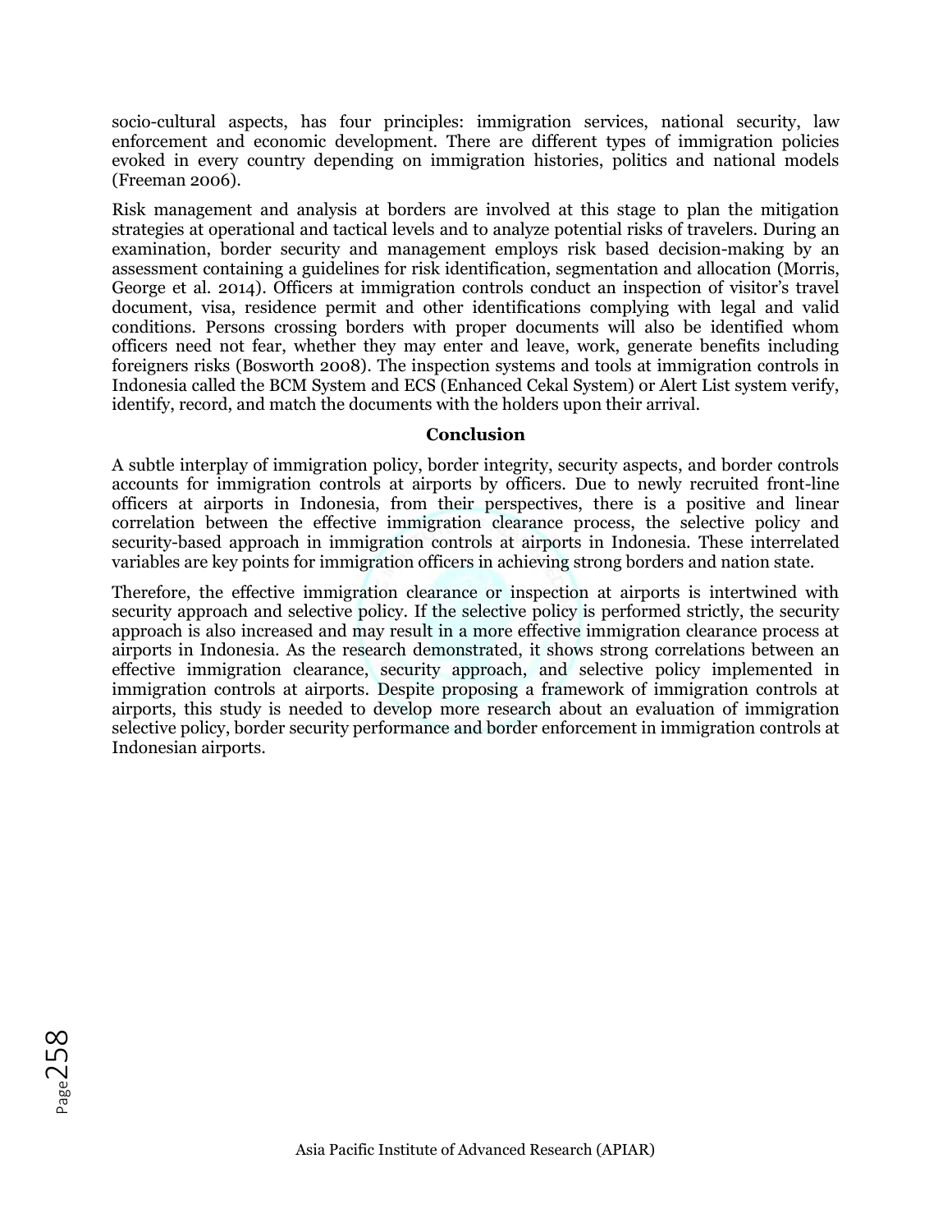socio-cultural aspects, has four principles: immigration services, national security, law enforcement and economic development. There are different types of immigration policies evoked in every country depending on immigration histories, politics and national models (Freeman 2006).

Risk management and analysis at borders are involved at this stage to plan the mitigation strategies at operational and tactical levels and to analyze potential risks of travelers. During an examination, border security and management employs risk based decision-making by an assessment containing a guidelines for risk identification, segmentation and allocation (Morris, George et al. 2014). Officers at immigration controls conduct an inspection of visitor's travel document, visa, residence permit and other identifications complying with legal and valid conditions. Persons crossing borders with proper documents will also be identified whom officers need not fear, whether they may enter and leave, work, generate benefits including foreigners risks (Bosworth 2008). The inspection systems and tools at immigration controls in Indonesia called the BCM System and ECS (Enhanced Cekal System) or Alert List system verify, identify, record, and match the documents with the holders upon their arrival.

## Conclusion

A subtle interplay of immigration policy, border integrity, security aspects, and border controls accounts for immigration controls at airports by officers. Due to newly recruited front-line officers at airports in Indonesia, from their perspectives, there is a positive and linear correlation between the effective immigration clearance process, the selective policy and security-based approach in immigration controls at airports in Indonesia. These interrelated variables are key points for immigration officers in achieving strong borders and nation state.

Therefore, the effective immigration clearance or inspection at airports is intertwined with security approach and selective policy. If the selective policy is performed strictly, the security approach is also increased and may result in a more effective immigration clearance process at airports in Indonesia. As the research demonstrated, it shows strong correlations between an effective immigration clearance, security approach, and selective policy implemented in immigration controls at airports. Despite proposing a framework of immigration controls at airports, this study is needed to develop more research about an evaluation of immigration selective policy, border security performance and border enforcement in immigration controls at Indonesian airports.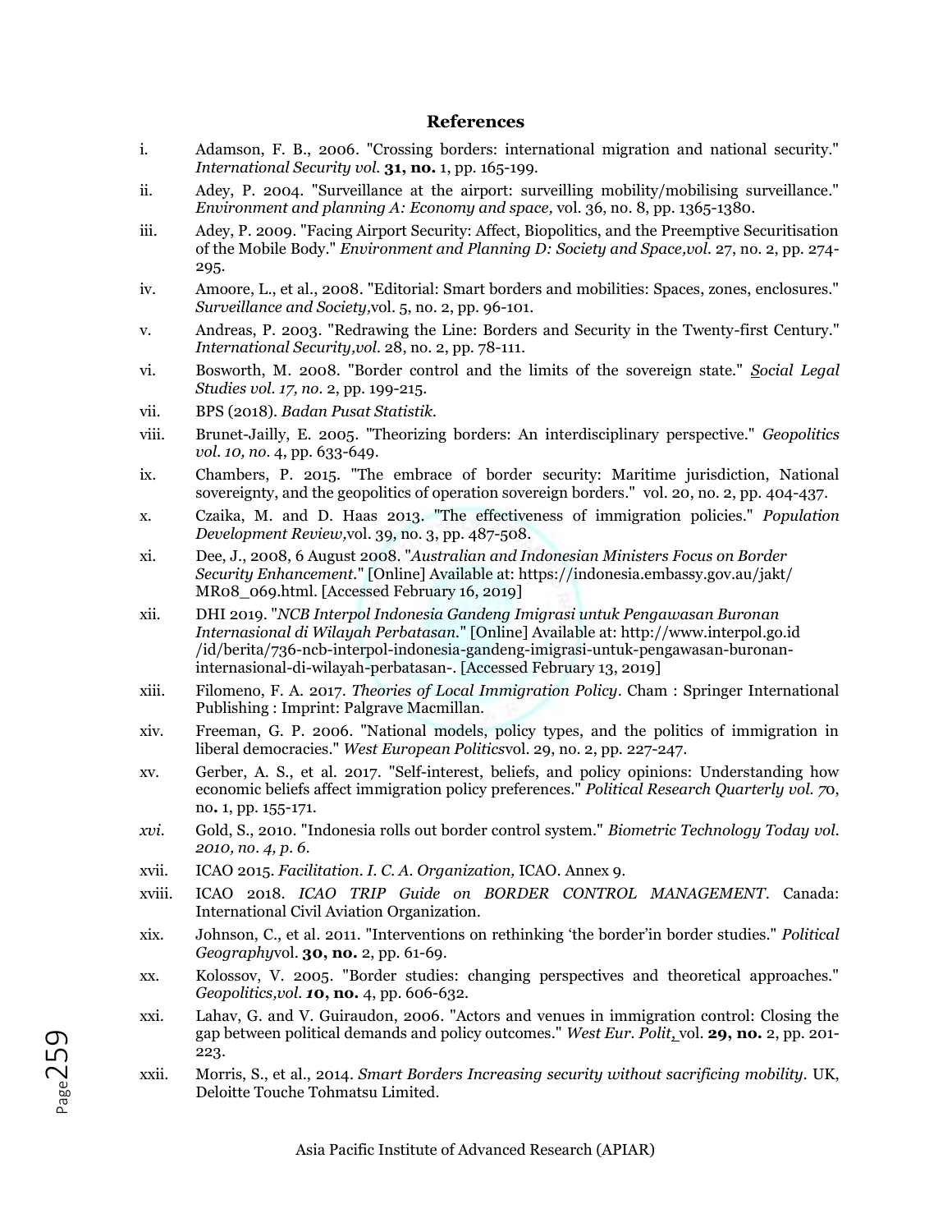## References

i. Adamson, F. B., 2006. "Crossing borders: international migration and national security." *International Security vol.* **31, no.** 1, pp. 165-199.

ii. Adey, P. 2004. "Surveillance at the airport: surveilling mobility/mobilising surveillance." *Environment and planning A: Economy and space,* vol. 36, no. 8, pp. 1365-1380.

iii. Adey, P. 2009. "Facing Airport Security: Affect, Biopolitics, and the Preemptive Securitisation of the Mobile Body." *Environment and Planning D: Society and Space,vol.* 27, no. 2, pp. 274-295.

iv. Amoore, L., et al., 2008. "Editorial: Smart borders and mobilities: Spaces, zones, enclosures." *Surveillance and Society,*vol. 5, no. 2, pp. 96-101.

v. Andreas, P. 2003. "Redrawing the Line: Borders and Security in the Twenty-first Century." *International Security,vol.* 28, no. 2, pp. 78-111.

vi. Bosworth, M. 2008. "Border control and the limits of the sovereign state." *Social Legal Studies vol. 17, no.* 2, pp. 199-215.

vii. BPS (2018). *Badan Pusat Statistik.*

viii. Brunet-Jailly, E. 2005. "Theorizing borders: An interdisciplinary perspective." *Geopolitics vol. 10, no.* 4, pp. 633-649.

ix. Chambers, P. 2015. "The embrace of border security: Maritime jurisdiction, National sovereignty, and the geopolitics of operation sovereign borders." vol. 20, no. 2, pp. 404-437.

x. Czaika, M. and D. Haas 2013. "The effectiveness of immigration policies." *Population Development Review,*vol. 39, no. 3, pp. 487-508.

xi. Dee, J., 2008, 6 August 2008. "*Australian and Indonesian Ministers Focus on Border Security Enhancement.*" [Online] Available at: https://indonesia.embassy.gov.au/jakt/MR08_069.html. [Accessed February 16, 2019]

xii. DHI 2019. "*NCB Interpol Indonesia Gandeng Imigrasi untuk Pengawasan Buronan Internasional di Wilayah Perbatasan.*" [Online] Available at: http://www.interpol.go.id/id/berita/736-ncb-interpol-indonesia-gandeng-imigrasi-untuk-pengawasan-buronan-internasional-di-wilayah-perbatasan-. [Accessed February 13, 2019]

xiii. Filomeno, F. A. 2017. *Theories of Local Immigration Policy*. Cham : Springer International Publishing : Imprint: Palgrave Macmillan.

xiv. Freeman, G. P. 2006. "National models, policy types, and the politics of immigration in liberal democracies." *West European Politics*vol. 29, no. 2, pp. 227-247.

xv. Gerber, A. S., et al. 2017. "Self-interest, beliefs, and policy opinions: Understanding how economic beliefs affect immigration policy preferences." *Political Research Quarterly vol. 7*0, no**.** 1, pp. 155-171.

*xvi.* Gold, S., 2010. "Indonesia rolls out border control system." *Biometric Technology Today vol. 2010, no. 4, p. 6.*

xvii. ICAO 2015. *Facilitation. I. C. A. Organization,* ICAO. Annex 9.

xviii. ICAO 2018. *ICAO TRIP Guide on BORDER CONTROL MANAGEMENT*. Canada: International Civil Aviation Organization.

xix. Johnson, C., et al. 2011. "Interventions on rethinking 'the border'in border studies." *Political Geography*vol. **30, no.** 2, pp. 61-69.

xx. Kolossov, V. 2005. "Border studies: changing perspectives and theoretical approaches." *Geopolitics,vol.* **10, no.** 4, pp. 606-632.

xxi. Lahav, G. and V. Guiraudon, 2006. "Actors and venues in immigration control: Closing the gap between political demands and policy outcomes." *West Eur. Polit,* vol. **29, no.** 2, pp. 201-223.

xxii. Morris, S., et al., 2014. *Smart Borders Increasing security without sacrificing mobility*. UK, Deloitte Touche Tohmatsu Limited.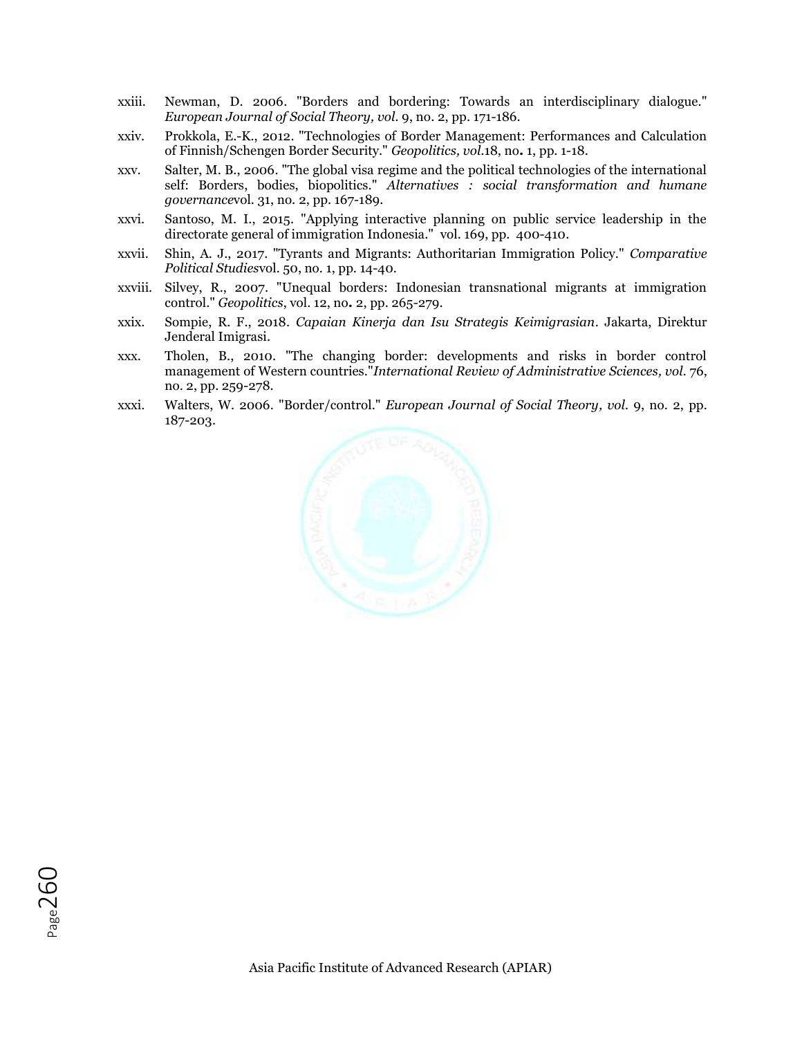xxiii. Newman, D. 2006. "Borders and bordering: Towards an interdisciplinary dialogue." *European Journal of Social Theory, vol.* 9, no. 2, pp. 171-186.

xxiv. Prokkola, E.-K., 2012. "Technologies of Border Management: Performances and Calculation of Finnish/Schengen Border Security." *Geopolitics, vol.*18, no**.** 1, pp. 1-18.

xxv. Salter, M. B., 2006. "The global visa regime and the political technologies of the international self: Borders, bodies, biopolitics." *Alternatives : social transformation and humane governance*vol. 31, no. 2, pp. 167-189.

xxvi. Santoso, M. I., 2015. "Applying interactive planning on public service leadership in the directorate general of immigration Indonesia." vol. 169, pp. 400-410.

xxvii. Shin, A. J., 2017. "Tyrants and Migrants: Authoritarian Immigration Policy." *Comparative Political Studies*vol. 50, no. 1, pp. 14-40.

xxviii. Silvey, R., 2007. "Unequal borders: Indonesian transnational migrants at immigration control." *Geopolitics*, vol. 12, no**.** 2, pp. 265-279.

xxix. Sompie, R. F., 2018. *Capaian Kinerja dan Isu Strategis Keimigrasian*. Jakarta, Direktur Jenderal Imigrasi.

xxx. Tholen, B., 2010. "The changing border: developments and risks in border control management of Western countries."*International Review of Administrative Sciences, vol.* 76, no. 2, pp. 259-278.

xxxi. Walters, W. 2006. "Border/control." *European Journal of Social Theory, vol.* 9, no. 2, pp. 187-203.